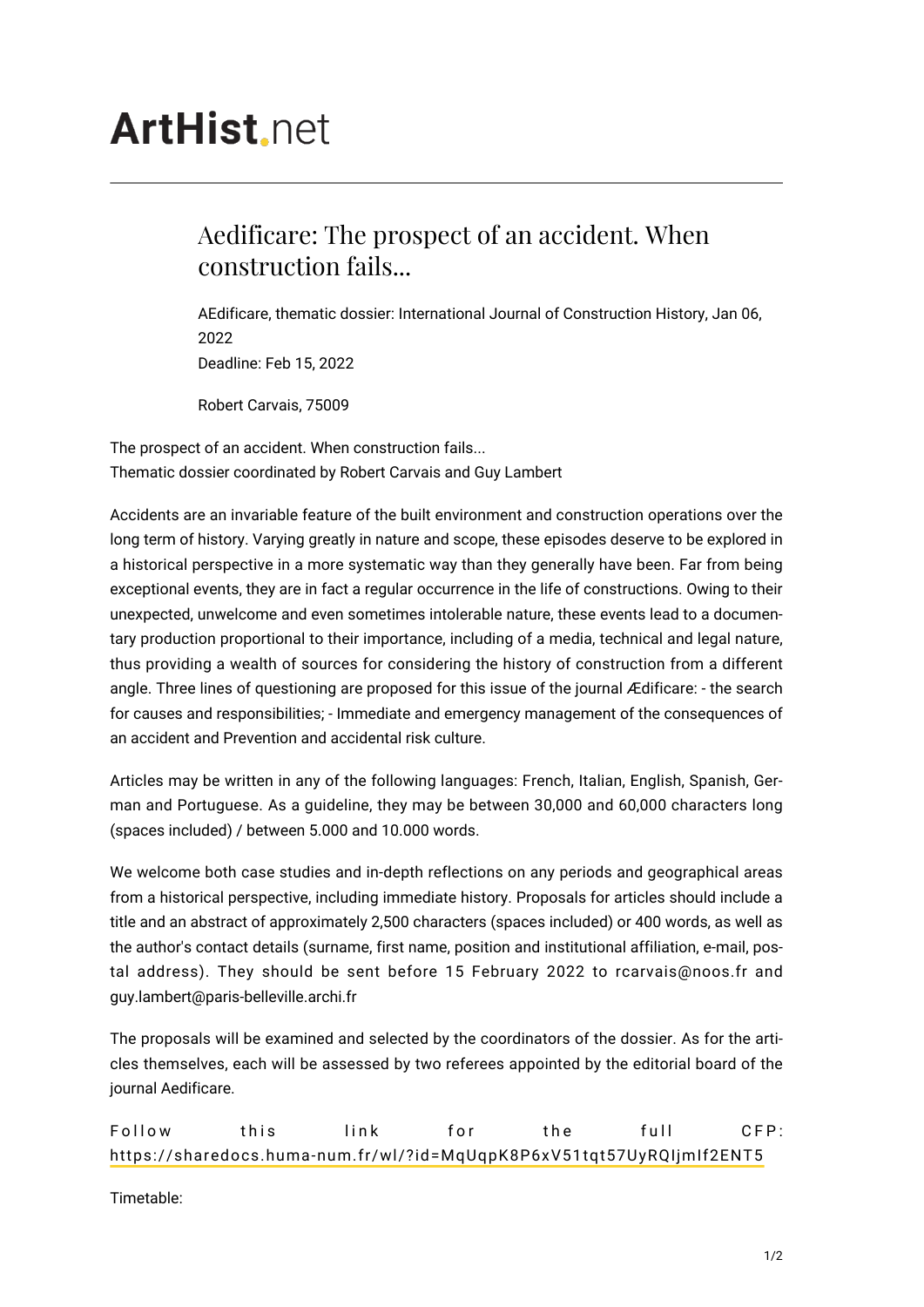# ArtHist.net

## Aedificare: The prospect of an accident. When construction fails...

AEdificare, thematic dossier: International Journal of Construction History, Jan 06, 2022
Deadline: Feb 15, 2022

Robert Carvais, 75009

The prospect of an accident. When construction fails...
Thematic dossier coordinated by Robert Carvais and Guy Lambert

Accidents are an invariable feature of the built environment and construction operations over the long term of history. Varying greatly in nature and scope, these episodes deserve to be explored in a historical perspective in a more systematic way than they generally have been. Far from being exceptional events, they are in fact a regular occurrence in the life of constructions. Owing to their unexpected, unwelcome and even sometimes intolerable nature, these events lead to a documentary production proportional to their importance, including of a media, technical and legal nature, thus providing a wealth of sources for considering the history of construction from a different angle. Three lines of questioning are proposed for this issue of the journal Ædificare: - the search for causes and responsibilities; - Immediate and emergency management of the consequences of an accident and Prevention and accidental risk culture.

Articles may be written in any of the following languages: French, Italian, English, Spanish, German and Portuguese. As a guideline, they may be between 30,000 and 60,000 characters long (spaces included) / between 5.000 and 10.000 words.

We welcome both case studies and in-depth reflections on any periods and geographical areas from a historical perspective, including immediate history. Proposals for articles should include a title and an abstract of approximately 2,500 characters (spaces included) or 400 words, as well as the author's contact details (surname, first name, position and institutional affiliation, e-mail, postal address). They should be sent before 15 February 2022 to rcarvais@noos.fr and guy.lambert@paris-belleville.archi.fr

The proposals will be examined and selected by the coordinators of the dossier. As for the articles themselves, each will be assessed by two referees appointed by the editorial board of the journal Aedificare.

Follow this link for the full CFP: https://sharedocs.huma-num.fr/wl/?id=MqUqpK8P6xV51tqt57UyRQIjmIf2ENT5

Timetable: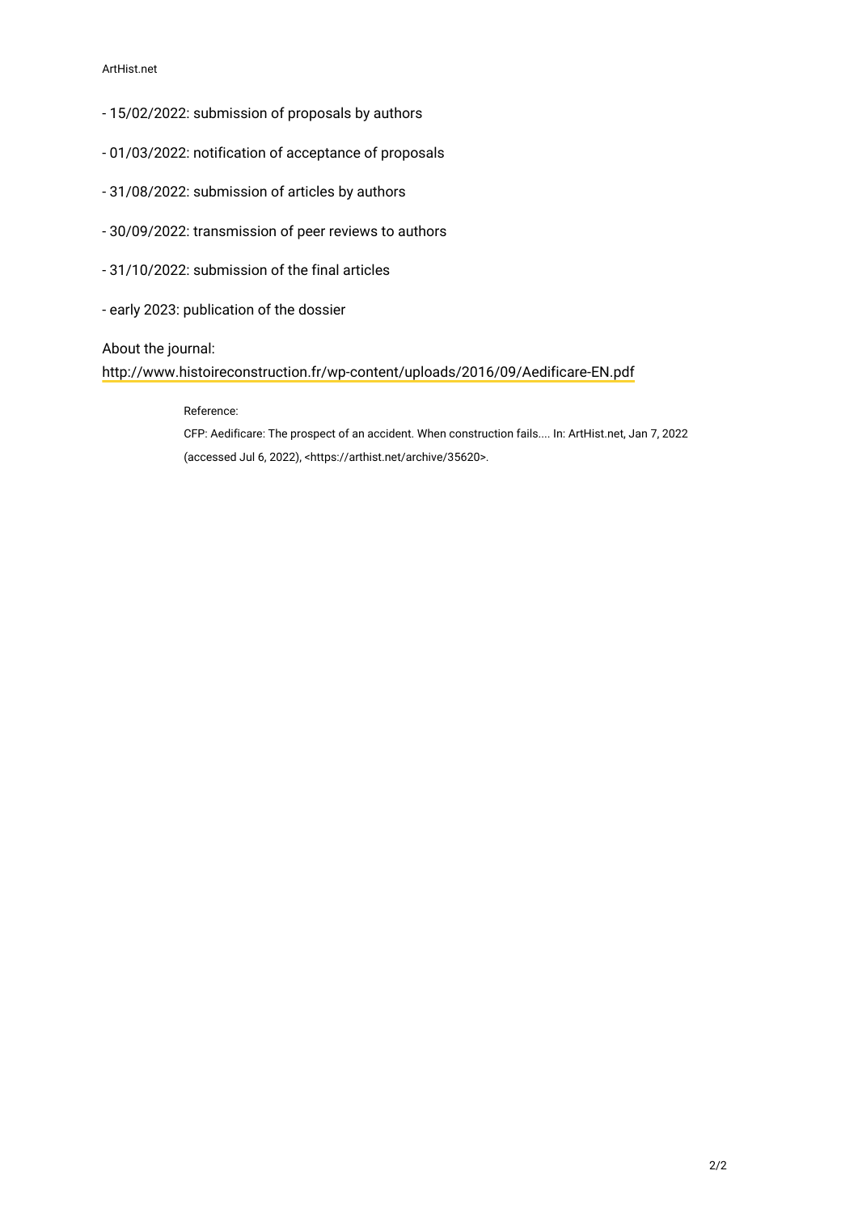- 15/02/2022: submission of proposals by authors

- 01/03/2022: notification of acceptance of proposals

- 31/08/2022: submission of articles by authors

- 30/09/2022: transmission of peer reviews to authors

- 31/10/2022: submission of the final articles

- early 2023: publication of the dossier

About the journal:
http://www.histoireconstruction.fr/wp-content/uploads/2016/09/Aedificare-EN.pdf

Reference:

CFP: Aedificare: The prospect of an accident. When construction fails.... In: ArtHist.net, Jan 7, 2022 (accessed Jul 6, 2022), <https://arthist.net/archive/35620>.